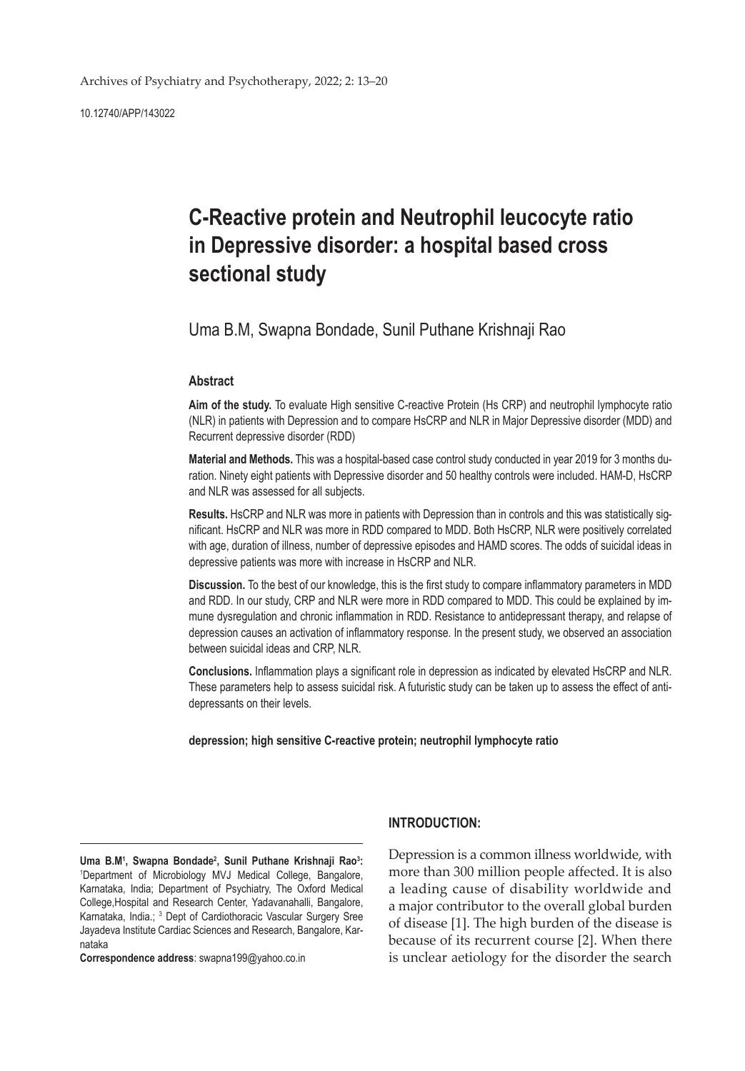10.12740/APP/143022

# C-Reactive protein and Neutrophil leucocyte ratio in Depressive disorder: a hospital based cross sectional study

Uma B.M, Swapna Bondade, Sunil Puthane Krishnaji Rao

### Abstract

**Aim of the study.** To evaluate High sensitive C-reactive Protein (Hs CRP) and neutrophil lymphocyte ratio (NLR) in patients with Depression and to compare HsCRP and NLR in Major Depressive disorder (MDD) and Recurrent depressive disorder (RDD)

**Material and Methods.** This was a hospital-based case control study conducted in year 2019 for 3 months duration. Ninety eight patients with Depressive disorder and 50 healthy controls were included. HAM-D, HsCRP and NLR was assessed for all subjects.

**Results.** HsCRP and NLR was more in patients with Depression than in controls and this was statistically significant. HsCRP and NLR was more in RDD compared to MDD. Both HsCRP, NLR were positively correlated with age, duration of illness, number of depressive episodes and HAMD scores. The odds of suicidal ideas in depressive patients was more with increase in HsCRP and NLR.

**Discussion.** To the best of our knowledge, this is the first study to compare inflammatory parameters in MDD and RDD. In our study, CRP and NLR were more in RDD compared to MDD. This could be explained by immune dysregulation and chronic inflammation in RDD. Resistance to antidepressant therapy, and relapse of depression causes an activation of inflammatory response. In the present study, we observed an association between suicidal ideas and CRP, NLR.

**Conclusions.** Inflammation plays a significant role in depression as indicated by elevated HsCRP and NLR. These parameters help to assess suicidal risk. A futuristic study can be taken up to assess the effect of antidepressants on their levels.

**depression; high sensitive C-reactive protein; neutrophil lymphocyte ratio**

## INTRODUCTION:

Depression is a common illness worldwide, with more than 300 million people affected. It is also a leading cause of disability worldwide and a major contributor to the overall global burden of disease [1]. The high burden of the disease is because of its recurrent course [2]. When there is unclear aetiology for the disorder the search

---

**Uma B.M[1], Swapna Bondade[2], Sunil Puthane Krishnaji Rao[3]:** [1]Department of Microbiology MVJ Medical College, Bangalore, Karnataka, India; Department of Psychiatry, The Oxford Medical College,Hospital and Research Center, Yadavanahalli, Bangalore, Karnataka, India.; [3] Dept of Cardiothoracic Vascular Surgery Sree Jayadeva Institute Cardiac Sciences and Research, Bangalore, Karnataka

**Correspondence address**: swapna199@yahoo.co.in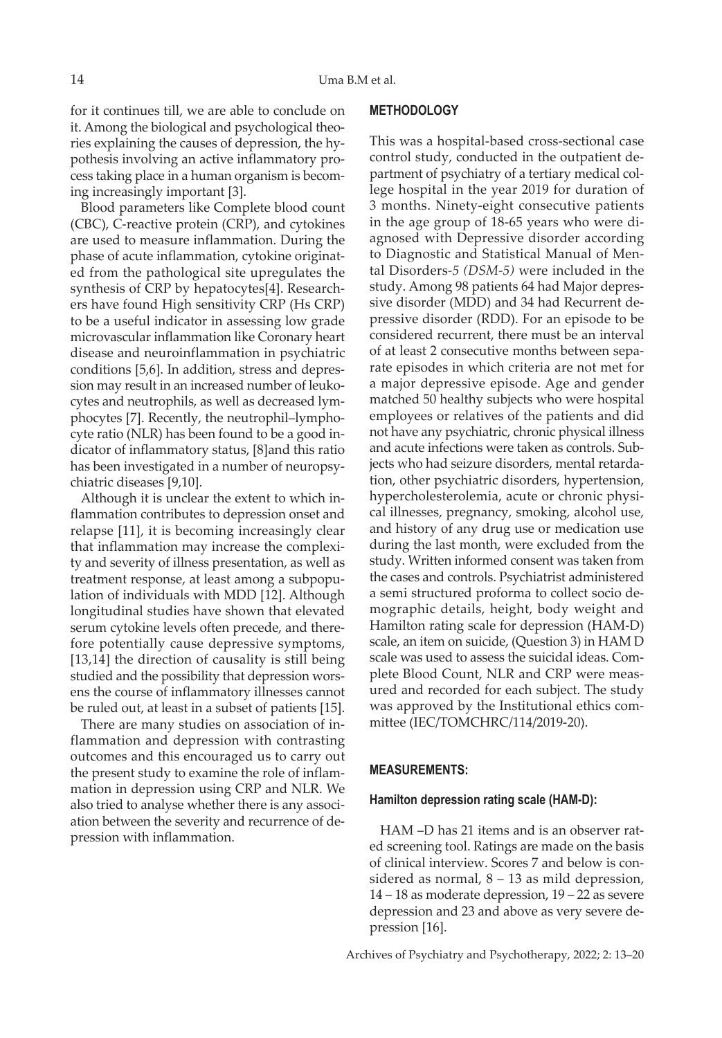for it continues till, we are able to conclude on it. Among the biological and psychological theories explaining the causes of depression, the hypothesis involving an active inflammatory process taking place in a human organism is becoming increasingly important [3].

Blood parameters like Complete blood count (CBC), C-reactive protein (CRP), and cytokines are used to measure inflammation. During the phase of acute inflammation, cytokine originated from the pathological site upregulates the synthesis of CRP by hepatocytes[4]. Researchers have found High sensitivity CRP (Hs CRP) to be a useful indicator in assessing low grade microvascular inflammation like Coronary heart disease and neuroinflammation in psychiatric conditions [5,6]. In addition, stress and depression may result in an increased number of leukocytes and neutrophils, as well as decreased lymphocytes [7]. Recently, the neutrophil–lymphocyte ratio (NLR) has been found to be a good indicator of inflammatory status, [8]and this ratio has been investigated in a number of neuropsychiatric diseases [9,10].

Although it is unclear the extent to which inflammation contributes to depression onset and relapse [11], it is becoming increasingly clear that inflammation may increase the complexity and severity of illness presentation, as well as treatment response, at least among a subpopulation of individuals with MDD [12]. Although longitudinal studies have shown that elevated serum cytokine levels often precede, and therefore potentially cause depressive symptoms, [13,14] the direction of causality is still being studied and the possibility that depression worsens the course of inflammatory illnesses cannot be ruled out, at least in a subset of patients [15].

There are many studies on association of inflammation and depression with contrasting outcomes and this encouraged us to carry out the present study to examine the role of inflammation in depression using CRP and NLR. We also tried to analyse whether there is any association between the severity and recurrence of depression with inflammation.

## METHODOLOGY

This was a hospital-based cross-sectional case control study, conducted in the outpatient department of psychiatry of a tertiary medical college hospital in the year 2019 for duration of 3 months. Ninety-eight consecutive patients in the age group of 18-65 years who were diagnosed with Depressive disorder according to Diagnostic and Statistical Manual of Mental Disorders-*5 (DSM-5)* were included in the study. Among 98 patients 64 had Major depressive disorder (MDD) and 34 had Recurrent depressive disorder (RDD). For an episode to be considered recurrent, there must be an interval of at least 2 consecutive months between separate episodes in which criteria are not met for a major depressive episode. Age and gender matched 50 healthy subjects who were hospital employees or relatives of the patients and did not have any psychiatric, chronic physical illness and acute infections were taken as controls. Subjects who had seizure disorders, mental retardation, other psychiatric disorders, hypertension, hypercholesterolemia, acute or chronic physical illnesses, pregnancy, smoking, alcohol use, and history of any drug use or medication use during the last month, were excluded from the study. Written informed consent was taken from the cases and controls. Psychiatrist administered a semi structured proforma to collect socio demographic details, height, body weight and Hamilton rating scale for depression (HAM-D) scale, an item on suicide, (Question 3) in HAM D scale was used to assess the suicidal ideas. Complete Blood Count, NLR and CRP were measured and recorded for each subject. The study was approved by the Institutional ethics committee (IEC/TOMCHRC/114/2019-20).

## MEASUREMENTS:

### Hamilton depression rating scale (HAM-D):

HAM –D has 21 items and is an observer rated screening tool. Ratings are made on the basis of clinical interview. Scores 7 and below is considered as normal, 8 – 13 as mild depression, 14 – 18 as moderate depression, 19 – 22 as severe depression and 23 and above as very severe depression [16].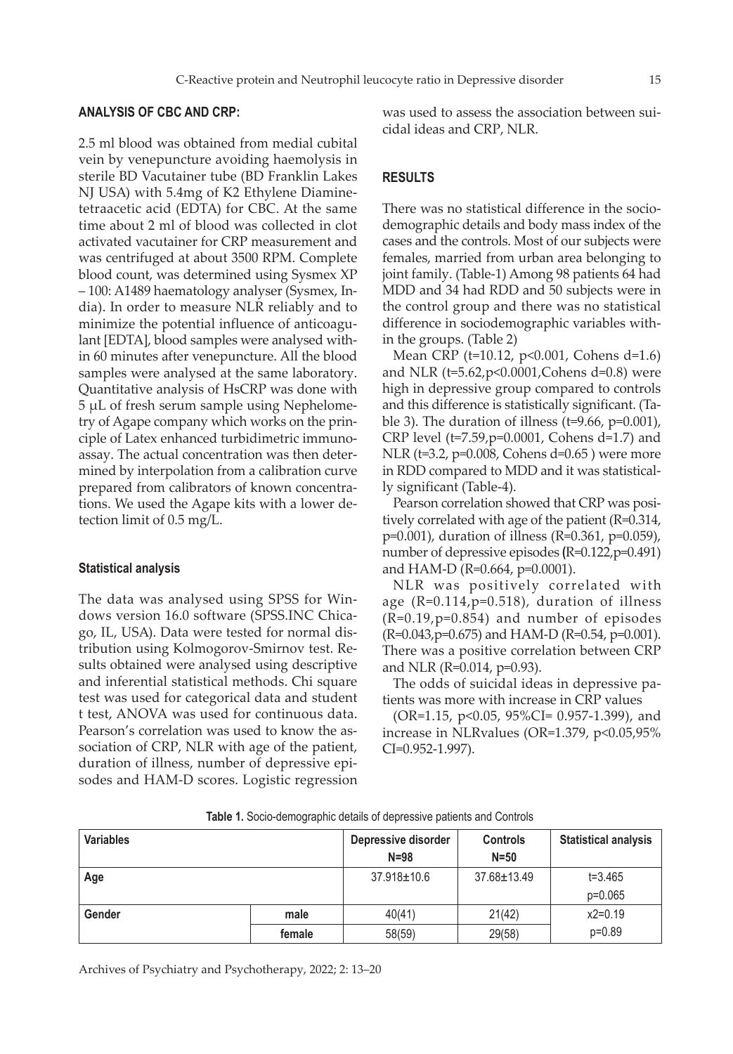## ANALYSIS OF CBC AND CRP:

2.5 ml blood was obtained from medial cubital vein by venepuncture avoiding haemolysis in sterile BD Vacutainer tube (BD Franklin Lakes NJ USA) with 5.4mg of K2 Ethylene Diaminetetraacetic acid (EDTA) for CBC. At the same time about 2 ml of blood was collected in clot activated vacutainer for CRP measurement and was centrifuged at about 3500 RPM. Complete blood count, was determined using Sysmex XP – 100: A1489 haematology analyser (Sysmex, India). In order to measure NLR reliably and to minimize the potential influence of anticoagulant [EDTA], blood samples were analysed within 60 minutes after venepuncture. All the blood samples were analysed at the same laboratory. Quantitative analysis of HsCRP was done with 5 μL of fresh serum sample using Nephelometry of Agape company which works on the principle of Latex enhanced turbidimetric immunoassay. The actual concentration was then determined by interpolation from a calibration curve prepared from calibrators of known concentrations. We used the Agape kits with a lower detection limit of 0.5 mg/L.

### Statistical analysis

The data was analysed using SPSS for Windows version 16.0 software (SPSS.INC Chicago, IL, USA). Data were tested for normal distribution using Kolmogorov-Smirnov test. Results obtained were analysed using descriptive and inferential statistical methods. Chi square test was used for categorical data and student t test, ANOVA was used for continuous data. Pearson's correlation was used to know the association of CRP, NLR with age of the patient, duration of illness, number of depressive episodes and HAM-D scores. Logistic regression was used to assess the association between suicidal ideas and CRP, NLR.

## RESULTS

There was no statistical difference in the sociodemographic details and body mass index of the cases and the controls. Most of our subjects were females, married from urban area belonging to joint family. (Table-1) Among 98 patients 64 had MDD and 34 had RDD and 50 subjects were in the control group and there was no statistical difference in sociodemographic variables within the groups. (Table 2)

Mean CRP ($t=10.12$, $p<0.001$, Cohens $d=1.6$) and NLR ($t=5.62$, $p<0.0001$, Cohens $d=0.8$) were high in depressive group compared to controls and this difference is statistically significant. (Table 3). The duration of illness ($t=9.66$, $p=0.001$), CRP level ($t=7.59$, $p=0.0001$, Cohens $d=1.7$) and NLR ($t=3.2$, $p=0.008$, Cohens $d=0.65$ ) were more in RDD compared to MDD and it was statistically significant (Table-4).

Pearson correlation showed that CRP was positively correlated with age of the patient ($R=0.314$, $p=0.001$), duration of illness ($R=0.361$, $p=0.059$), number of depressive episodes **(**$R=0.122$, $p=0.491$) and HAM-D ($R=0.664$, $p=0.0001$).

NLR was positively correlated with age ($R=0.114$, $p=0.518$), duration of illness ($R=0.19$, $p=0.854$) and number of episodes ($R=0.043$, $p=0.675$) and HAM-D ($R=0.54$, $p=0.001$). There was a positive correlation between CRP and NLR ($R=0.014$, $p=0.93$).

The odds of suicidal ideas in depressive patients was more with increase in CRP values ($OR=1.15$, $p<0.05$, 95%CI= 0.957-1.399), and increase in NLRvalues ($OR=1.379$, $p<0.05$, 95% CI=0.952-1.997).

**Table 1.** Socio-demographic details of depressive patients and Controls

| Variables | | Depressive disorder N=98 | Controls N=50 | Statistical analysis |
|---|---|---|---|---|
| Age | | 37.918±10.6 | 37.68±13.49 | $t=3.465$ $p=0.065$ |
| Gender | male | 40(41) | 21(42) | $x2=0.19$ $p=0.89$ |
| | female | 58(59) | 29(58) | |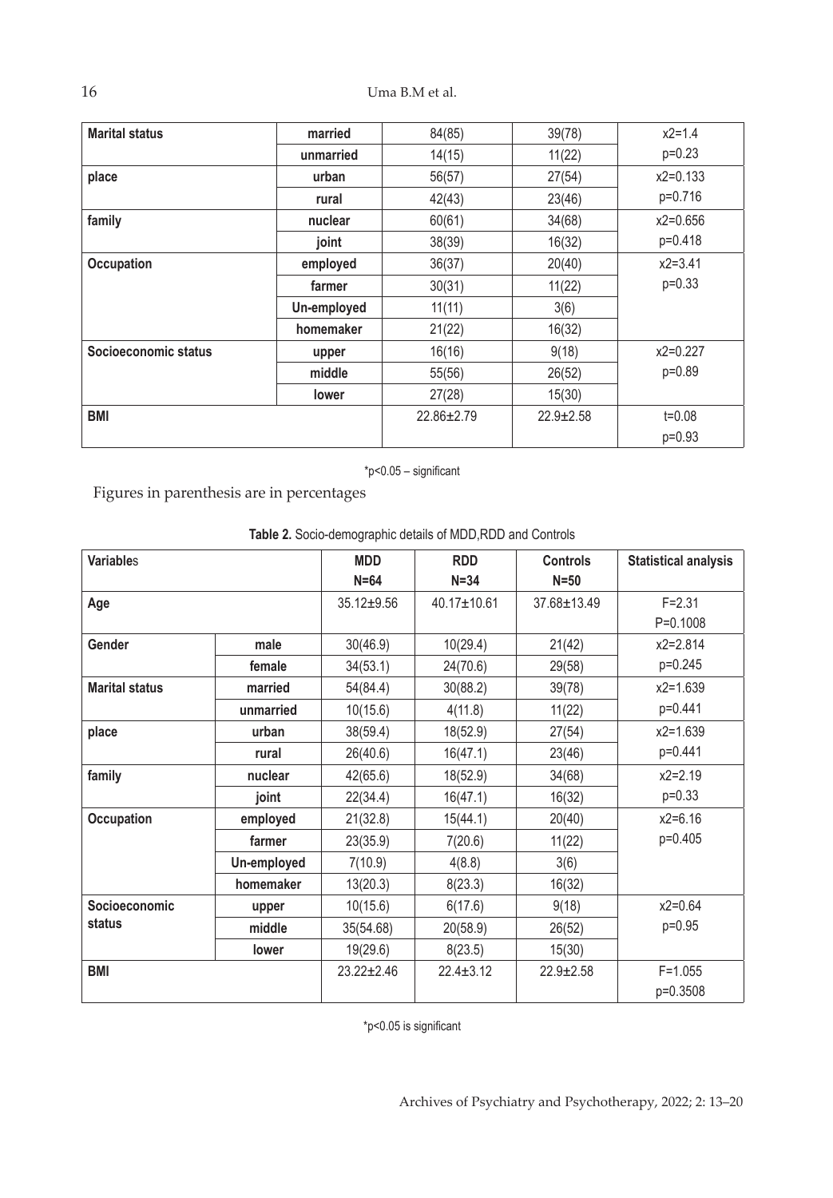| Marital status | married | 84(85) | 39(78) | x2=1.4 p=0.23 |
|---|---|---|---|---|
| | unmarried | 14(15) | 11(22) | |
| place | urban | 56(57) | 27(54) | x2=0.133 p=0.716 |
| | rural | 42(43) | 23(46) | |
| family | nuclear | 60(61) | 34(68) | x2=0.656 p=0.418 |
| | joint | 38(39) | 16(32) | |
| Occupation | employed | 36(37) | 20(40) | x2=3.41 p=0.33 |
| | farmer | 30(31) | 11(22) | |
| | Un-employed | 11(11) | 3(6) | |
| | homemaker | 21(22) | 16(32) | |
| Socioeconomic status | upper | 16(16) | 9(18) | x2=0.227 p=0.89 |
| | middle | 55(56) | 26(52) | |
| | lower | 27(28) | 15(30) | |
| BMI | | 22.86±2.79 | 22.9±2.58 | t=0.08 p=0.93 |

*p<0.05 – significant

Figures in parenthesis are in percentages

**Table 2.** Socio-demographic details of MDD,RDD and Controls

| Variables | | MDD N=64 | RDD N=34 | Controls N=50 | Statistical analysis |
|---|---|---|---|---|---|
| Age | | 35.12±9.56 | 40.17±10.61 | 37.68±13.49 | F=2.31 P=0.1008 |
| Gender | male | 30(46.9) | 10(29.4) | 21(42) | x2=2.814 p=0.245 |
| | female | 34(53.1) | 24(70.6) | 29(58) | |
| Marital status | married | 54(84.4) | 30(88.2) | 39(78) | x2=1.639 p=0.441 |
| | unmarried | 10(15.6) | 4(11.8) | 11(22) | |
| place | urban | 38(59.4) | 18(52.9) | 27(54) | x2=1.639 p=0.441 |
| | rural | 26(40.6) | 16(47.1) | 23(46) | |
| family | nuclear | 42(65.6) | 18(52.9) | 34(68) | x2=2.19 p=0.33 |
| | joint | 22(34.4) | 16(47.1) | 16(32) | |
| Occupation | employed | 21(32.8) | 15(44.1) | 20(40) | x2=6.16 p=0.405 |
| | farmer | 23(35.9) | 7(20.6) | 11(22) | |
| | Un-employed | 7(10.9) | 4(8.8) | 3(6) | |
| | homemaker | 13(20.3) | 8(23.3) | 16(32) | |
| Socioeconomic status | upper | 10(15.6) | 6(17.6) | 9(18) | x2=0.64 p=0.95 |
| | middle | 35(54.68) | 20(58.9) | 26(52) | |
| | lower | 19(29.6) | 8(23.5) | 15(30) | |
| BMI | | 23.22±2.46 | 22.4±3.12 | 22.9±2.58 | F=1.055 p=0.3508 |

*p<0.05 is significant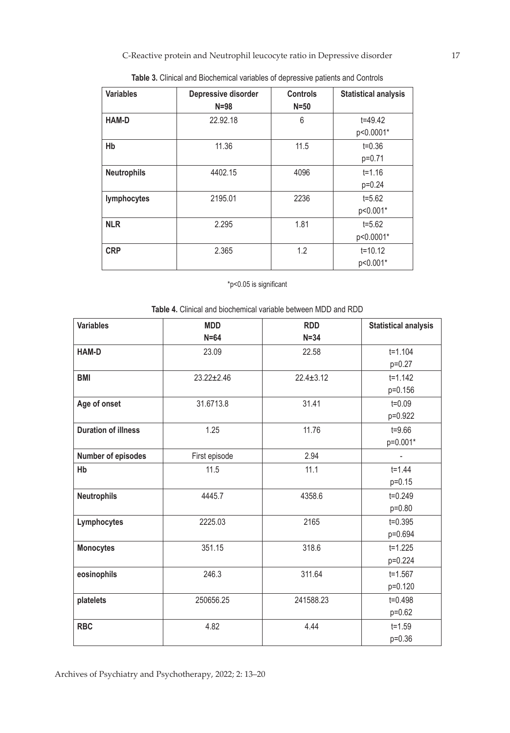**Table 3.** Clinical and Biochemical variables of depressive patients and Controls

| Variables | Depressive disorder N=98 | Controls N=50 | Statistical analysis |
|---|---|---|---|
| HAM-D | 22.92.18 | 6 | t=49.42 p<0.0001* |
| Hb | 11.36 | 11.5 | t=0.36 p=0.71 |
| Neutrophils | 4402.15 | 4096 | t=1.16 p=0.24 |
| lymphocytes | 2195.01 | 2236 | t=5.62 p<0.001* |
| NLR | 2.295 | 1.81 | t=5.62 p<0.0001* |
| CRP | 2.365 | 1.2 | t=10.12 p<0.001* |

*p<0.05 is significant

**Table 4.** Clinical and biochemical variable between MDD and RDD

| Variables | MDD N=64 | RDD N=34 | Statistical analysis |
|---|---|---|---|
| HAM-D | 23.09 | 22.58 | t=1.104 p=0.27 |
| BMI | 23.22±2.46 | 22.4±3.12 | t=1.142 p=0.156 |
| Age of onset | 31.6713.8 | 31.41 | t=0.09 p=0.922 |
| Duration of illness | 1.25 | 11.76 | t=9.66 p=0.001* |
| Number of episodes | First episode | 2.94 | - |
| Hb | 11.5 | 11.1 | t=1.44 p=0.15 |
| Neutrophils | 4445.7 | 4358.6 | t=0.249 p=0.80 |
| Lymphocytes | 2225.03 | 2165 | t=0.395 p=0.694 |
| Monocytes | 351.15 | 318.6 | t=1.225 p=0.224 |
| eosinophils | 246.3 | 311.64 | t=1.567 p=0.120 |
| platelets | 250656.25 | 241588.23 | t=0.498 p=0.62 |
| RBC | 4.82 | 4.44 | t=1.59 p=0.36 |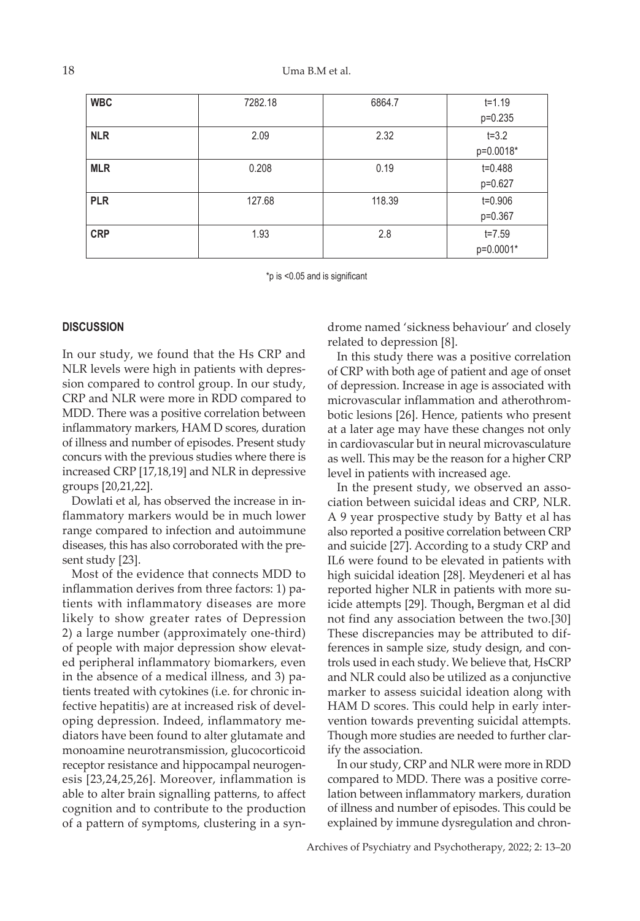| WBC | 7282.18 | 6864.7 | t=1.19<br>p=0.235 |
|---|---|---|---|
| NLR | 2.09 | 2.32 | t=3.2<br>p=0.0018* |
| MLR | 0.208 | 0.19 | t=0.488<br>p=0.627 |
| PLR | 127.68 | 118.39 | t=0.906<br>p=0.367 |
| CRP | 1.93 | 2.8 | t=7.59<br>p=0.0001* |

*p is <0.05 and is significant

## DISCUSSION

In our study, we found that the Hs CRP and NLR levels were high in patients with depression compared to control group. In our study, CRP and NLR were more in RDD compared to MDD. There was a positive correlation between inflammatory markers, HAM D scores, duration of illness and number of episodes. Present study concurs with the previous studies where there is increased CRP [17,18,19] and NLR in depressive groups [20,21,22].

Dowlati et al, has observed the increase in inflammatory markers would be in much lower range compared to infection and autoimmune diseases, this has also corroborated with the present study [23].

Most of the evidence that connects MDD to inflammation derives from three factors: 1) patients with inflammatory diseases are more likely to show greater rates of Depression 2) a large number (approximately one-third) of people with major depression show elevated peripheral inflammatory biomarkers, even in the absence of a medical illness, and 3) patients treated with cytokines (i.e. for chronic infective hepatitis) are at increased risk of developing depression. Indeed, inflammatory mediators have been found to alter glutamate and monoamine neurotransmission, glucocorticoid receptor resistance and hippocampal neurogenesis [23,24,25,26]. Moreover, inflammation is able to alter brain signalling patterns, to affect cognition and to contribute to the production of a pattern of symptoms, clustering in a syndrome named 'sickness behaviour' and closely related to depression [8].

In this study there was a positive correlation of CRP with both age of patient and age of onset of depression. Increase in age is associated with microvascular inflammation and atherothrombotic lesions [26]. Hence, patients who present at a later age may have these changes not only in cardiovascular but in neural microvasculature as well. This may be the reason for a higher CRP level in patients with increased age.

In the present study, we observed an association between suicidal ideas and CRP, NLR. A 9 year prospective study by Batty et al has also reported a positive correlation between CRP and suicide [27]. According to a study CRP and IL6 were found to be elevated in patients with high suicidal ideation [28]. Meydeneri et al has reported higher NLR in patients with more suicide attempts [29]. Though, Bergman et al did not find any association between the two.[30] These discrepancies may be attributed to differences in sample size, study design, and controls used in each study. We believe that, HsCRP and NLR could also be utilized as a conjunctive marker to assess suicidal ideation along with HAM D scores. This could help in early intervention towards preventing suicidal attempts. Though more studies are needed to further clarify the association.

In our study, CRP and NLR were more in RDD compared to MDD. There was a positive correlation between inflammatory markers, duration of illness and number of episodes. This could be explained by immune dysregulation and chron-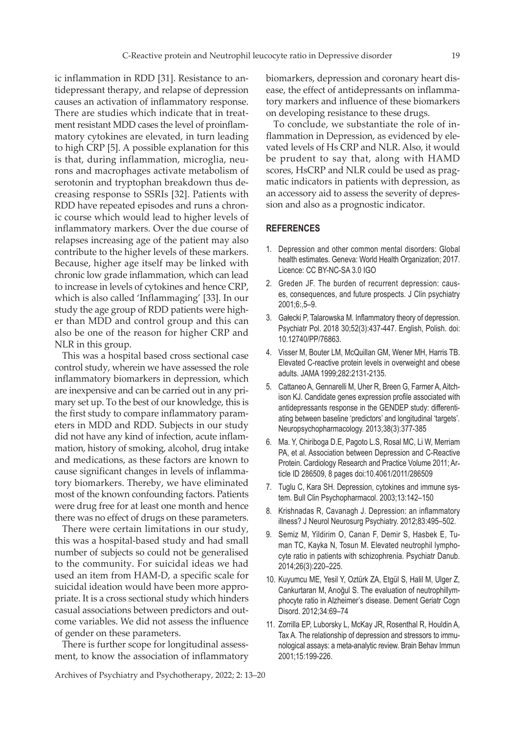ic inflammation in RDD [31]. Resistance to antidepressant therapy, and relapse of depression causes an activation of inflammatory response. There are studies which indicate that in treatment resistant MDD cases the level of proinflammatory cytokines are elevated, in turn leading to high CRP [5]. A possible explanation for this is that, during inflammation, microglia, neurons and macrophages activate metabolism of serotonin and tryptophan breakdown thus decreasing response to SSRIs [32]. Patients with RDD have repeated episodes and runs a chronic course which would lead to higher levels of inflammatory markers. Over the due course of relapses increasing age of the patient may also contribute to the higher levels of these markers. Because, higher age itself may be linked with chronic low grade inflammation, which can lead to increase in levels of cytokines and hence CRP, which is also called 'Inflammaging' [33]. In our study the age group of RDD patients were higher than MDD and control group and this can also be one of the reason for higher CRP and NLR in this group.

This was a hospital based cross sectional case control study, wherein we have assessed the role inflammatory biomarkers in depression, which are inexpensive and can be carried out in any primary set up. To the best of our knowledge, this is the first study to compare inflammatory parameters in MDD and RDD. Subjects in our study did not have any kind of infection, acute inflammation, history of smoking, alcohol, drug intake and medications, as these factors are known to cause significant changes in levels of inflammatory biomarkers. Thereby, we have eliminated most of the known confounding factors. Patients were drug free for at least one month and hence there was no effect of drugs on these parameters.

There were certain limitations in our study, this was a hospital-based study and had small number of subjects so could not be generalised to the community. For suicidal ideas we had used an item from HAM-D, a specific scale for suicidal ideation would have been more appropriate. It is a cross sectional study which hinders casual associations between predictors and outcome variables. We did not assess the influence of gender on these parameters.

There is further scope for longitudinal assessment, to know the association of inflammatory biomarkers, depression and coronary heart disease, the effect of antidepressants on inflammatory markers and influence of these biomarkers on developing resistance to these drugs.

To conclude, we substantiate the role of inflammation in Depression, as evidenced by elevated levels of Hs CRP and NLR. Also, it would be prudent to say that, along with HAMD scores, HsCRP and NLR could be used as pragmatic indicators in patients with depression, as an accessory aid to assess the severity of depression and also as a prognostic indicator.

## REFERENCES

1. Depression and other common mental disorders: Global health estimates. Geneva: World Health Organization; 2017. Licence: CC BY-NC-SA 3.0 IGO
2. Greden JF. The burden of recurrent depression: causes, consequences, and future prospects. J Clin psychiatry 2001;6:,5–9.
3. Gałecki P, Talarowska M. Inflammatory theory of depression. Psychiatr Pol. 2018 30;52(3):437-447. English, Polish. doi: 10.12740/PP/76863.
4. Visser M, Bouter LM, McQuillan GM, Wener MH, Harris TB. Elevated C-reactive protein levels in overweight and obese adults. JAMA 1999;282:2131-2135.
5. Cattaneo A, Gennarelli M, Uher R, Breen G, Farmer A, Aitchison KJ. Candidate genes expression profile associated with antidepressants response in the GENDEP study: differentiating between baseline 'predictors' and longitudinal 'targets'. Neuropsychopharmacology. 2013;38(3):377-385
6. Ma. Y, Chiriboga D.E, Pagoto L.S, Rosal MC, Li W, Merriam PA, et al. Association between Depression and C-Reactive Protein. Cardiology Research and Practice Volume 2011; Article ID 286509, 8 pages doi:10.4061/2011/286509
7. Tuglu C, Kara SH. Depression, cytokines and immune system. Bull Clin Psychopharmacol. 2003;13:142–150
8. Krishnadas R, Cavanagh J. Depression: an inflammatory illness? J Neurol Neurosurg Psychiatry. 2012;83:495–502.
9. Semiz M, Yildirim O, Canan F, Demir S, Hasbek E, Tuman TC, Kayka N, Tosun M. Elevated neutrophil lymphocyte ratio in patients with schizophrenia. Psychiatr Danub. 2014;26(3):220–225.
10. Kuyumcu ME, Yesil Y, Oztürk ZA, Etgül S, Halil M, Ulger Z, Cankurtaran M, Arıoğul S. The evaluation of neutrophillymphocyte ratio in Alzheimer's disease. Dement Geriatr Cogn Disord. 2012;34:69–74
11. Zorrilla EP, Luborsky L, McKay JR, Rosenthal R, Houldin A, Tax A. The relationship of depression and stressors to immunological assays: a meta-analytic review. Brain Behav Immun 2001;15:199-226.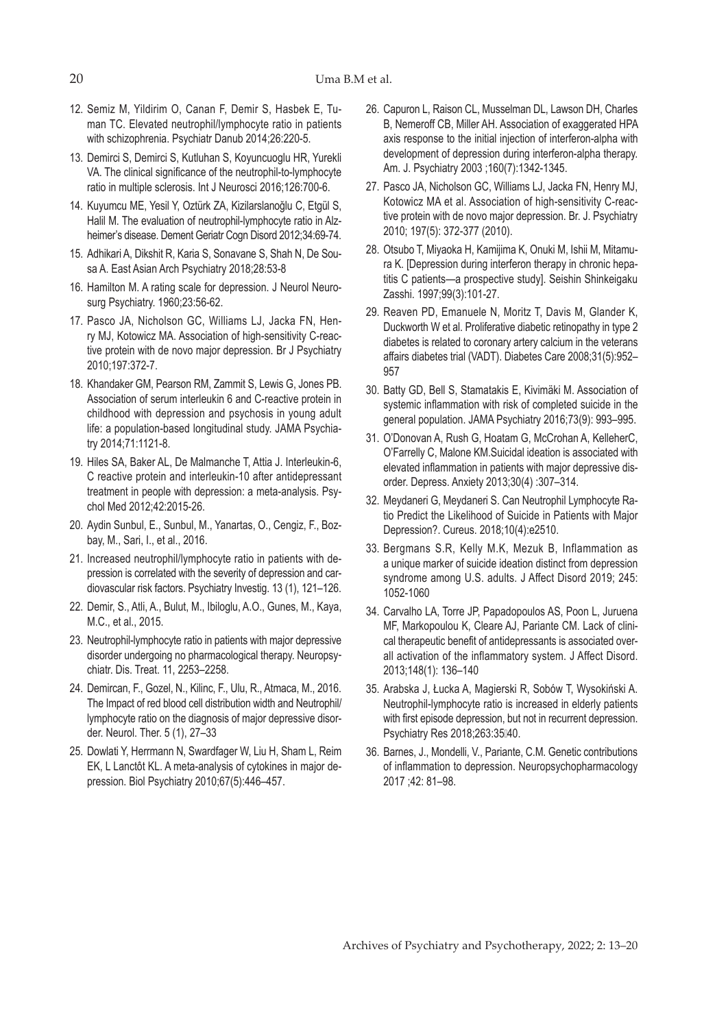12. Semiz M, Yildirim O, Canan F, Demir S, Hasbek E, Tuman TC. Elevated neutrophil/lymphocyte ratio in patients with schizophrenia. Psychiatr Danub 2014;26:220-5.
13. Demirci S, Demirci S, Kutluhan S, Koyuncuoglu HR, Yurekli VA. The clinical significance of the neutrophil-to-lymphocyte ratio in multiple sclerosis. Int J Neurosci 2016;126:700-6.
14. Kuyumcu ME, Yesil Y, Oztürk ZA, Kizilarslanoğlu C, Etgül S, Halil M. The evaluation of neutrophil-lymphocyte ratio in Alzheimer's disease. Dement Geriatr Cogn Disord 2012;34:69-74.
15. Adhikari A, Dikshit R, Karia S, Sonavane S, Shah N, De Sousa A. East Asian Arch Psychiatry 2018;28:53-8
16. Hamilton M. A rating scale for depression. J Neurol Neurosurg Psychiatry. 1960;23:56-62.
17. Pasco JA, Nicholson GC, Williams LJ, Jacka FN, Henry MJ, Kotowicz MA. Association of high-sensitivity C-reactive protein with de novo major depression. Br J Psychiatry 2010;197:372-7.
18. Khandaker GM, Pearson RM, Zammit S, Lewis G, Jones PB. Association of serum interleukin 6 and C-reactive protein in childhood with depression and psychosis in young adult life: a population-based longitudinal study. JAMA Psychiatry 2014;71:1121-8.
19. Hiles SA, Baker AL, De Malmanche T, Attia J. Interleukin-6, C reactive protein and interleukin-10 after antidepressant treatment in people with depression: a meta-analysis. Psychol Med 2012;42:2015-26.
20. Aydin Sunbul, E., Sunbul, M., Yanartas, O., Cengiz, F., Bozbay, M., Sari, I., et al., 2016.
21. Increased neutrophil/lymphocyte ratio in patients with depression is correlated with the severity of depression and cardiovascular risk factors. Psychiatry Investig. 13 (1), 121–126.
22. Demir, S., Atli, A., Bulut, M., Ibiloglu, A.O., Gunes, M., Kaya, M.C., et al., 2015.
23. Neutrophil-lymphocyte ratio in patients with major depressive disorder undergoing no pharmacological therapy. Neuropsychiatr. Dis. Treat. 11, 2253–2258.
24. Demircan, F., Gozel, N., Kilinc, F., Ulu, R., Atmaca, M., 2016. The Impact of red blood cell distribution width and Neutrophil/lymphocyte ratio on the diagnosis of major depressive disorder. Neurol. Ther. 5 (1), 27–33
25. Dowlati Y, Herrmann N, Swardfager W, Liu H, Sham L, Reim EK, L Lanctôt KL. A meta-analysis of cytokines in major depression. Biol Psychiatry 2010;67(5):446–457.
26. Capuron L, Raison CL, Musselman DL, Lawson DH, Charles B, Nemeroff CB, Miller AH. Association of exaggerated HPA axis response to the initial injection of interferon-alpha with development of depression during interferon-alpha therapy. Am. J. Psychiatry 2003 ;160(7):1342-1345.
27. Pasco JA, Nicholson GC, Williams LJ, Jacka FN, Henry MJ, Kotowicz MA et al. Association of high-sensitivity C-reactive protein with de novo major depression. Br. J. Psychiatry 2010; 197(5): 372-377 (2010).
28. Otsubo T, Miyaoka H, Kamijima K, Onuki M, Ishii M, Mitamura K. [Depression during interferon therapy in chronic hepatitis C patients—a prospective study]. Seishin Shinkeigaku Zasshi. 1997;99(3):101-27.
29. Reaven PD, Emanuele N, Moritz T, Davis M, Glander K, Duckworth W et al. Proliferative diabetic retinopathy in type 2 diabetes is related to coronary artery calcium in the veterans affairs diabetes trial (VADT). Diabetes Care 2008;31(5):952–957
30. Batty GD, Bell S, Stamatakis E, Kivimäki M. Association of systemic inflammation with risk of completed suicide in the general population. JAMA Psychiatry 2016;73(9): 993–995.
31. O'Donovan A, Rush G, Hoatam G, McCrohan A, KelleherC, O'Farrelly C, Malone KM.Suicidal ideation is associated with elevated inflammation in patients with major depressive disorder. Depress. Anxiety 2013;30(4) :307–314.
32. Meydaneri G, Meydaneri S. Can Neutrophil Lymphocyte Ratio Predict the Likelihood of Suicide in Patients with Major Depression?. Cureus. 2018;10(4):e2510.
33. Bergmans S.R, Kelly M.K, Mezuk B, Inflammation as a unique marker of suicide ideation distinct from depression syndrome among U.S. adults. J Affect Disord 2019; 245: 1052-1060
34. Carvalho LA, Torre JP, Papadopoulos AS, Poon L, Juruena MF, Markopoulou K, Cleare AJ, Pariante CM. Lack of clinical therapeutic benefit of antidepressants is associated overall activation of the inflammatory system. J Affect Disord. 2013;148(1): 136–140
35. Arabska J, Łucka A, Magierski R, Sobów T, Wysokiński A. Neutrophil-lymphocyte ratio is increased in elderly patients with first episode depression, but not in recurrent depression. Psychiatry Res 2018;263:35–40.
36. Barnes, J., Mondelli, V., Pariante, C.M. Genetic contributions of inflammation to depression. Neuropsychopharmacology 2017 ;42: 81–98.